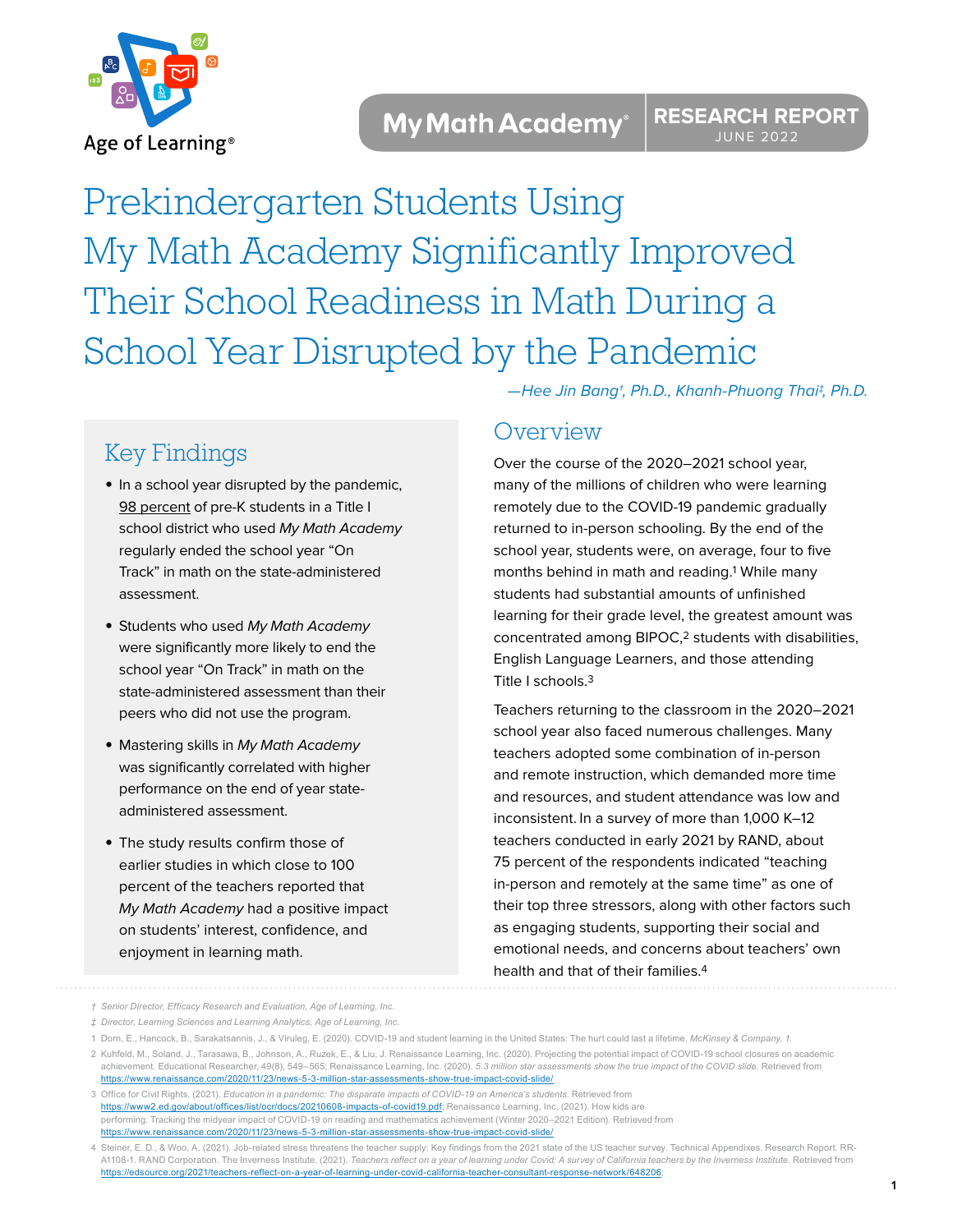Age of Learning®

My Math Academy® RESEARCH REPORT JUNE 2022

# Prekindergarten Students Using My Math Academy Significantly Improved Their School Readiness in Math During a School Year Disrupted by the Pandemic

*—Hee Jin Bang†, Ph.D., Khanh-Phuong Thai‡, Ph.D.*

## Key Findings

- In a school year disrupted by the pandemic, 98 percent of pre-K students in a Title I school district who used *My Math Academy* regularly ended the school year "On Track" in math on the state-administered assessment.
- Students who used *My Math Academy* were significantly more likely to end the school year "On Track" in math on the state-administered assessment than their peers who did not use the program.
- Mastering skills in *My Math Academy* was significantly correlated with higher performance on the end of year state-administered assessment.
- The study results confirm those of earlier studies in which close to 100 percent of the teachers reported that *My Math Academy* had a positive impact on students' interest, confidence, and enjoyment in learning math.

## Overview

Over the course of the 2020–2021 school year, many of the millions of children who were learning remotely due to the COVID-19 pandemic gradually returned to in-person schooling. By the end of the school year, students were, on average, four to five months behind in math and reading.[1] While many students had substantial amounts of unfinished learning for their grade level, the greatest amount was concentrated among BIPOC,[2] students with disabilities, English Language Learners, and those attending Title I schools.[3]

Teachers returning to the classroom in the 2020–2021 school year also faced numerous challenges. Many teachers adopted some combination of in-person and remote instruction, which demanded more time and resources, and student attendance was low and inconsistent. In a survey of more than 1,000 K–12 teachers conducted in early 2021 by RAND, about 75 percent of the respondents indicated "teaching in-person and remotely at the same time" as one of their top three stressors, along with other factors such as engaging students, supporting their social and emotional needs, and concerns about teachers' own health and that of their families.[4]

---

† *Senior Director, Efficacy Research and Evaluation, Age of Learning, Inc.*

‡ *Director, Learning Sciences and Learning Analytics, Age of Learning, Inc.*

1 Dorn, E., Hancock, B., Sarakatsannis, J., & Viruleg, E. (2020). COVID-19 and student learning in the United States: The hurt could last a lifetime. *McKinsey & Company, 1.*

2 Kuhfeld, M., Soland, J., Tarasawa, B., Johnson, A., Ruzek, E., & Liu, J. Renaissance Learning, Inc. (2020). Projecting the potential impact of COVID-19 school closures on academic achievement. Educational Researcher, 49(8), 549–565; Renaissance Learning, Inc. (2020). *5.3 million star assessments show the true impact of the COVID slide.* Retrieved from https://www.renaissance.com/2020/11/23/news-5-3-million-star-assessments-show-true-impact-covid-slide/

3 Office for Civil Rights. (2021). *Education in a pandemic: The disparate impacts of COVID-19 on America's students.* Retrieved from https://www2.ed.gov/about/offices/list/ocr/docs/20210608-impacts-of-covid19.pdf; Renaissance Learning, Inc. (2021). How kids are performing: Tracking the midyear impact of COVID-19 on reading and mathematics achievement (Winter 2020–2021 Edition). Retrieved from https://www.renaissance.com/2020/11/23/news-5-3-million-star-assessments-show-true-impact-covid-slide/

4 Steiner, E. D., & Woo, A. (2021). Job-related stress threatens the teacher supply: Key findings from the 2021 state of the US teacher survey. Technical Appendixes. Research Report. RR-A1108-1. RAND Corporation. The Inverness Institute. (2021). *Teachers reflect on a year of learning under Covid: A survey of California teachers by the Inverness Institute.* Retrieved from https://edsource.org/2021/teachers-reflect-on-a-year-of-learning-under-covid-california-teacher-consultant-response-network/648206;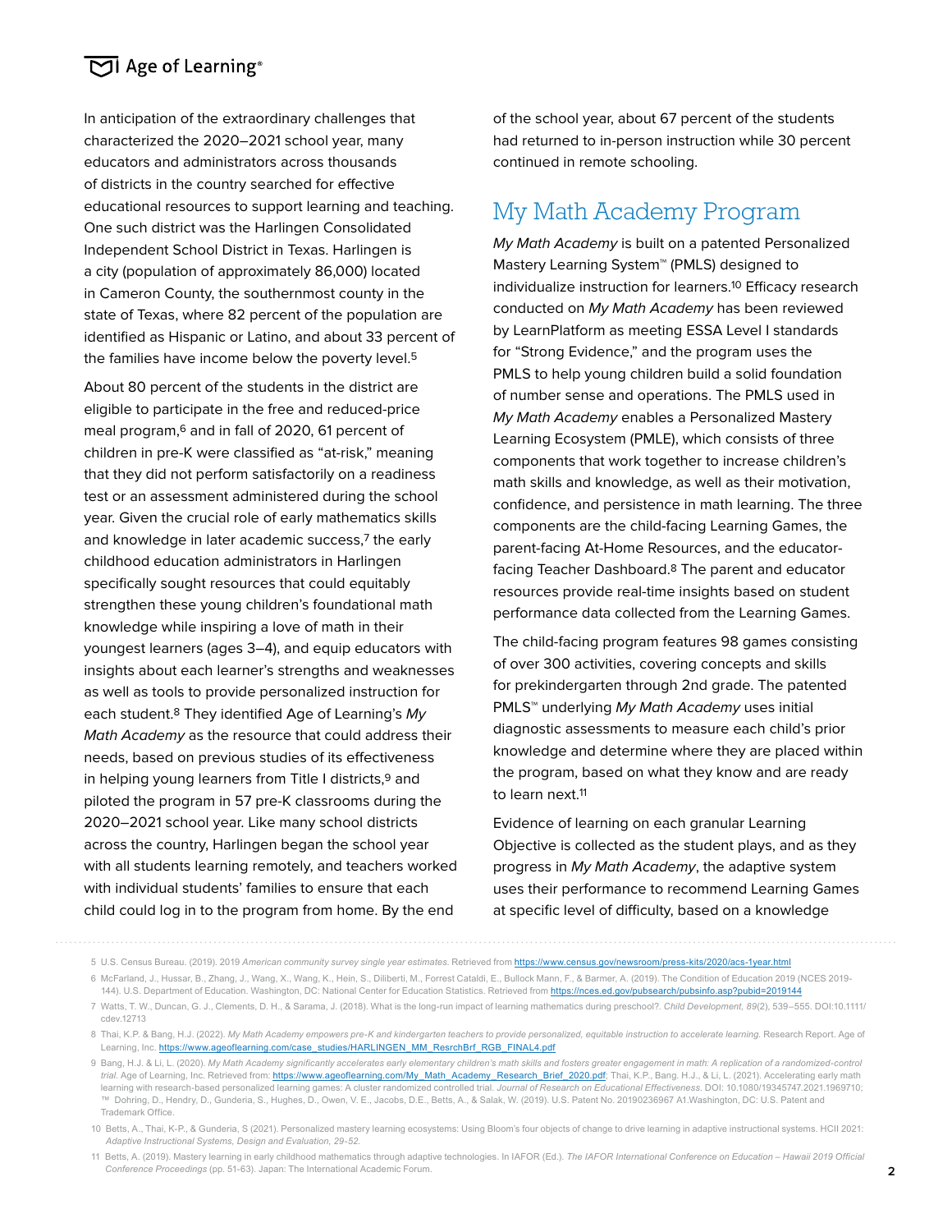In anticipation of the extraordinary challenges that characterized the 2020–2021 school year, many educators and administrators across thousands of districts in the country searched for effective educational resources to support learning and teaching. One such district was the Harlingen Consolidated Independent School District in Texas. Harlingen is a city (population of approximately 86,000) located in Cameron County, the southernmost county in the state of Texas, where 82 percent of the population are identified as Hispanic or Latino, and about 33 percent of the families have income below the poverty level.[5]

About 80 percent of the students in the district are eligible to participate in the free and reduced-price meal program,[6] and in fall of 2020, 61 percent of children in pre-K were classified as "at-risk," meaning that they did not perform satisfactorily on a readiness test or an assessment administered during the school year. Given the crucial role of early mathematics skills and knowledge in later academic success,[7] the early childhood education administrators in Harlingen specifically sought resources that could equitably strengthen these young children's foundational math knowledge while inspiring a love of math in their youngest learners (ages 3–4), and equip educators with insights about each learner's strengths and weaknesses as well as tools to provide personalized instruction for each student.[8] They identified Age of Learning's *My Math Academy* as the resource that could address their needs, based on previous studies of its effectiveness in helping young learners from Title I districts,[9] and piloted the program in 57 pre-K classrooms during the 2020–2021 school year. Like many school districts across the country, Harlingen began the school year with all students learning remotely, and teachers worked with individual students' families to ensure that each child could log in to the program from home. By the end of the school year, about 67 percent of the students had returned to in-person instruction while 30 percent continued in remote schooling.

## My Math Academy Program

*My Math Academy* is built on a patented Personalized Mastery Learning System™ (PMLS) designed to individualize instruction for learners.[10] Efficacy research conducted on *My Math Academy* has been reviewed by LearnPlatform as meeting ESSA Level I standards for "Strong Evidence," and the program uses the PMLS to help young children build a solid foundation of number sense and operations. The PMLS used in *My Math Academy* enables a Personalized Mastery Learning Ecosystem (PMLE), which consists of three components that work together to increase children's math skills and knowledge, as well as their motivation, confidence, and persistence in math learning. The three components are the child-facing Learning Games, the parent-facing At-Home Resources, and the educator-facing Teacher Dashboard.[8] The parent and educator resources provide real-time insights based on student performance data collected from the Learning Games.

The child-facing program features 98 games consisting of over 300 activities, covering concepts and skills for prekindergarten through 2nd grade. The patented PMLS™ underlying *My Math Academy* uses initial diagnostic assessments to measure each child's prior knowledge and determine where they are placed within the program, based on what they know and are ready to learn next.[11]

Evidence of learning on each granular Learning Objective is collected as the student plays, and as they progress in *My Math Academy*, the adaptive system uses their performance to recommend Learning Games at specific level of difficulty, based on a knowledge

---

5 U.S. Census Bureau. (2019). 2019 *American community survey single year estimates*. Retrieved from https://www.census.gov/newsroom/press-kits/2020/acs-1year.html

6 McFarland, J., Hussar, B., Zhang, J., Wang, X., Wang, K., Hein, S., Diliberti, M., Forrest Cataldi, E., Bullock Mann, F., & Barmer, A. (2019). The Condition of Education 2019 (NCES 2019-144). U.S. Department of Education. Washington, DC: National Center for Education Statistics. Retrieved from https://nces.ed.gov/pubsearch/pubsinfo.asp?pubid=2019144

7 Watts, T. W., Duncan, G. J., Clements, D. H., & Sarama, J. (2018). What is the long-run impact of learning mathematics during preschool?. *Child Development, 89*(2), 539–555. DOI:10.1111/cdev.12713

8 Thai, K.P. & Bang, H.J. (2022). *My Math Academy empowers pre-K and kindergarten teachers to provide personalized, equitable instruction to accelerate learning*. Research Report. Age of Learning, Inc. https://www.ageoflearning.com/case_studies/HARLINGEN_MM_ResrchBrf_RGB_FINAL4.pdf

9 Bang, H.J. & Li, L. (2020). *My Math Academy significantly accelerates early elementary children's math skills and fosters greater engagement in math: A replication of a randomized-control trial*. Age of Learning, Inc. Retrieved from: https://www.ageoflearning.com/My_Math_Academy_Research_Brief_2020.pdf; Thai, K.P., Bang, H.J., & Li, L. (2021). Accelerating early math learning with research-based personalized learning games: A cluster randomized controlled trial. *Journal of Research on Educational Effectiveness*. DOI: 10.1080/19345747.2021.1969710; ™ Dohring, D., Hendry, D., Gunderia, S., Hughes, D., Owen, V. E., Jacobs, D.E., Betts, A., & Salak, W. (2019). U.S. Patent No. 20190236967 A1.Washington, DC: U.S. Patent and Trademark Office.

10 Betts, A., Thai, K-P., & Gunderia, S (2021). Personalized mastery learning ecosystems: Using Bloom's four objects of change to drive learning in adaptive instructional systems. HCII 2021: *Adaptive Instructional Systems, Design and Evaluation, 29-52.*

11 Betts, A. (2019). Mastery learning in early childhood mathematics through adaptive technologies. In IAFOR (Ed.). *The IAFOR International Conference on Education – Hawaii 2019 Official Conference Proceedings* (pp. 51-63). Japan: The International Academic Forum.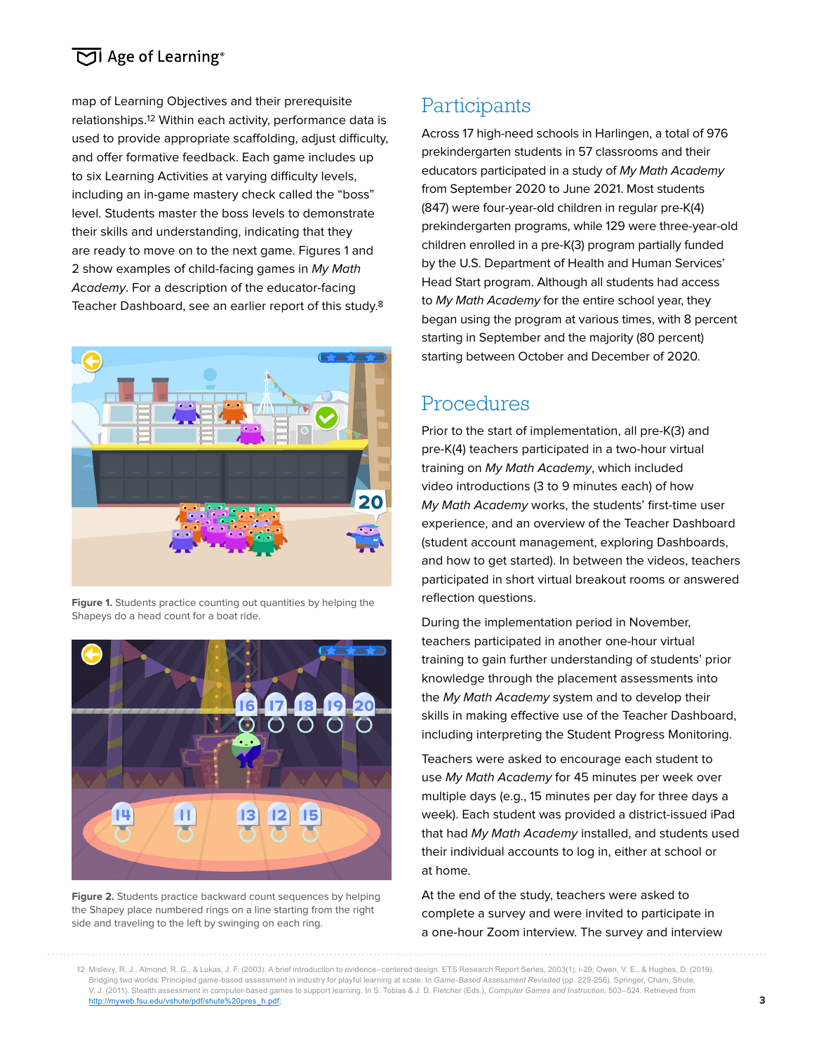map of Learning Objectives and their prerequisite relationships.[12] Within each activity, performance data is used to provide appropriate scaffolding, adjust difficulty, and offer formative feedback. Each game includes up to six Learning Activities at varying difficulty levels, including an in-game mastery check called the "boss" level. Students master the boss levels to demonstrate their skills and understanding, indicating that they are ready to move on to the next game. Figures 1 and 2 show examples of child-facing games in *My Math Academy*. For a description of the educator-facing Teacher Dashboard, see an earlier report of this study.[8]

**Figure 1.** Students practice counting out quantities by helping the Shapeys do a head count for a boat ride.

**Figure 2.** Students practice backward count sequences by helping the Shapey place numbered rings on a line starting from the right side and traveling to the left by swinging on each ring.

## Participants

Across 17 high-need schools in Harlingen, a total of 976 prekindergarten students in 57 classrooms and their educators participated in a study of *My Math Academy* from September 2020 to June 2021. Most students (847) were four-year-old children in regular pre-K(4) prekindergarten programs, while 129 were three-year-old children enrolled in a pre-K(3) program partially funded by the U.S. Department of Health and Human Services' Head Start program. Although all students had access to *My Math Academy* for the entire school year, they began using the program at various times, with 8 percent starting in September and the majority (80 percent) starting between October and December of 2020.

## Procedures

Prior to the start of implementation, all pre-K(3) and pre-K(4) teachers participated in a two-hour virtual training on *My Math Academy*, which included video introductions (3 to 9 minutes each) of how *My Math Academy* works, the students' first-time user experience, and an overview of the Teacher Dashboard (student account management, exploring Dashboards, and how to get started). In between the videos, teachers participated in short virtual breakout rooms or answered reflection questions.

During the implementation period in November, teachers participated in another one-hour virtual training to gain further understanding of students' prior knowledge through the placement assessments into the *My Math Academy* system and to develop their skills in making effective use of the Teacher Dashboard, including interpreting the Student Progress Monitoring.

Teachers were asked to encourage each student to use *My Math Academy* for 45 minutes per week over multiple days (e.g., 15 minutes per day for three days a week). Each student was provided a district-issued iPad that had *My Math Academy* installed, and students used their individual accounts to log in, either at school or at home.

At the end of the study, teachers were asked to complete a survey and were invited to participate in a one-hour Zoom interview. The survey and interview

---

12 Mislevy, R. J., Almond, R. G., & Lukas, J. F. (2003). A brief introduction to evidence–centered design. ETS Research Report Series, 2003(1), i-29; Owen, V. E., & Hughes, D. (2019). Bridging two worlds: Principled game-based assessment in industry for playful learning at scale. In *Game-Based Assessment Revisited* (pp. 229-256). Springer, Cham; Shute, V. J. (2011). Stealth assessment in computer-based games to support learning. In S. Tobias & J. D. Fletcher (Eds.), *Computer Games and Instruction*, 503–524. Retrieved from http://myweb.fsu.edu/vshute/pdf/shute%20pres_h.pdf.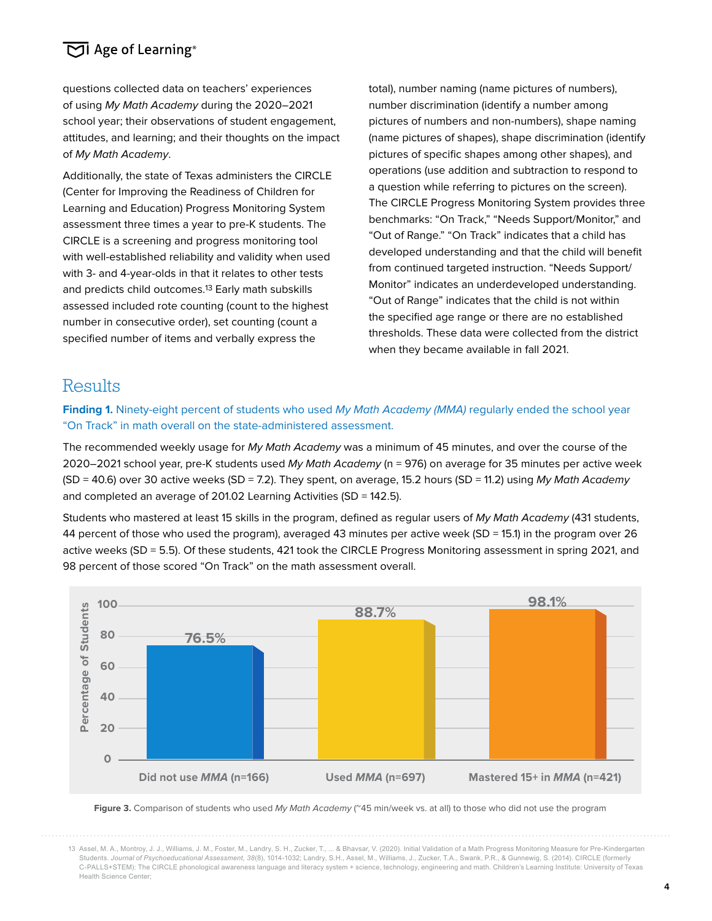questions collected data on teachers' experiences of using *My Math Academy* during the 2020–2021 school year; their observations of student engagement, attitudes, and learning; and their thoughts on the impact of *My Math Academy*.

Additionally, the state of Texas administers the CIRCLE (Center for Improving the Readiness of Children for Learning and Education) Progress Monitoring System assessment three times a year to pre-K students. The CIRCLE is a screening and progress monitoring tool with well-established reliability and validity when used with 3- and 4-year-olds in that it relates to other tests and predicts child outcomes.[13] Early math subskills assessed included rote counting (count to the highest number in consecutive order), set counting (count a specified number of items and verbally express the total), number naming (name pictures of numbers), number discrimination (identify a number among pictures of numbers and non-numbers), shape naming (name pictures of shapes), shape discrimination (identify pictures of specific shapes among other shapes), and operations (use addition and subtraction to respond to a question while referring to pictures on the screen). The CIRCLE Progress Monitoring System provides three benchmarks: "On Track," "Needs Support/Monitor," and "Out of Range." "On Track" indicates that a child has developed understanding and that the child will benefit from continued targeted instruction. "Needs Support/Monitor" indicates an underdeveloped understanding. "Out of Range" indicates that the child is not within the specified age range or there are no established thresholds. These data were collected from the district when they became available in fall 2021.

## Results

**Finding 1.** Ninety-eight percent of students who used *My Math Academy (MMA)* regularly ended the school year "On Track" in math overall on the state-administered assessment.

The recommended weekly usage for *My Math Academy* was a minimum of 45 minutes, and over the course of the 2020–2021 school year, pre-K students used *My Math Academy* ($n = 976$) on average for 35 minutes per active week ($SD = 40.6$) over 30 active weeks ($SD = 7.2$). They spent, on average, 15.2 hours ($SD = 11.2$) using *My Math Academy* and completed an average of 201.02 Learning Activities ($SD = 142.5$).

Students who mastered at least 15 skills in the program, defined as regular users of *My Math Academy* (431 students, 44 percent of those who used the program), averaged 43 minutes per active week ($SD = 15.1$) in the program over 26 active weeks ($SD = 5.5$). Of these students, 421 took the CIRCLE Progress Monitoring assessment in spring 2021, and 98 percent of those scored "On Track" on the math assessment overall.

| Group | Percentage of Students |
|---|---|
| Did not use *MMA* (n=166) | 76.5% |
| Used *MMA* (n=697) | 88.7% |
| Mastered 15+ in *MMA* (n=421) | 98.1% |

**Figure 3.** Comparison of students who used *My Math Academy* (~45 min/week vs. at all) to those who did not use the program

13 Assel, M. A., Montroy, J. J., Williams, J. M., Foster, M., Landry, S. H., Zucker, T., ... & Bhavsar, V. (2020). Initial Validation of a Math Progress Monitoring Measure for Pre-Kindergarten Students. *Journal of Psychoeducational Assessment, 38*(8), 1014-1032; Landry, S.H., Assel, M., Williams, J., Zucker, T.A., Swank, P.R., & Gunnewig, S. (2014). CIRCLE (formerly C-PALLS+STEM): The CIRCLE phonological awareness language and literacy system + science, technology, engineering and math. Children's Learning Institute: University of Texas Health Science Center;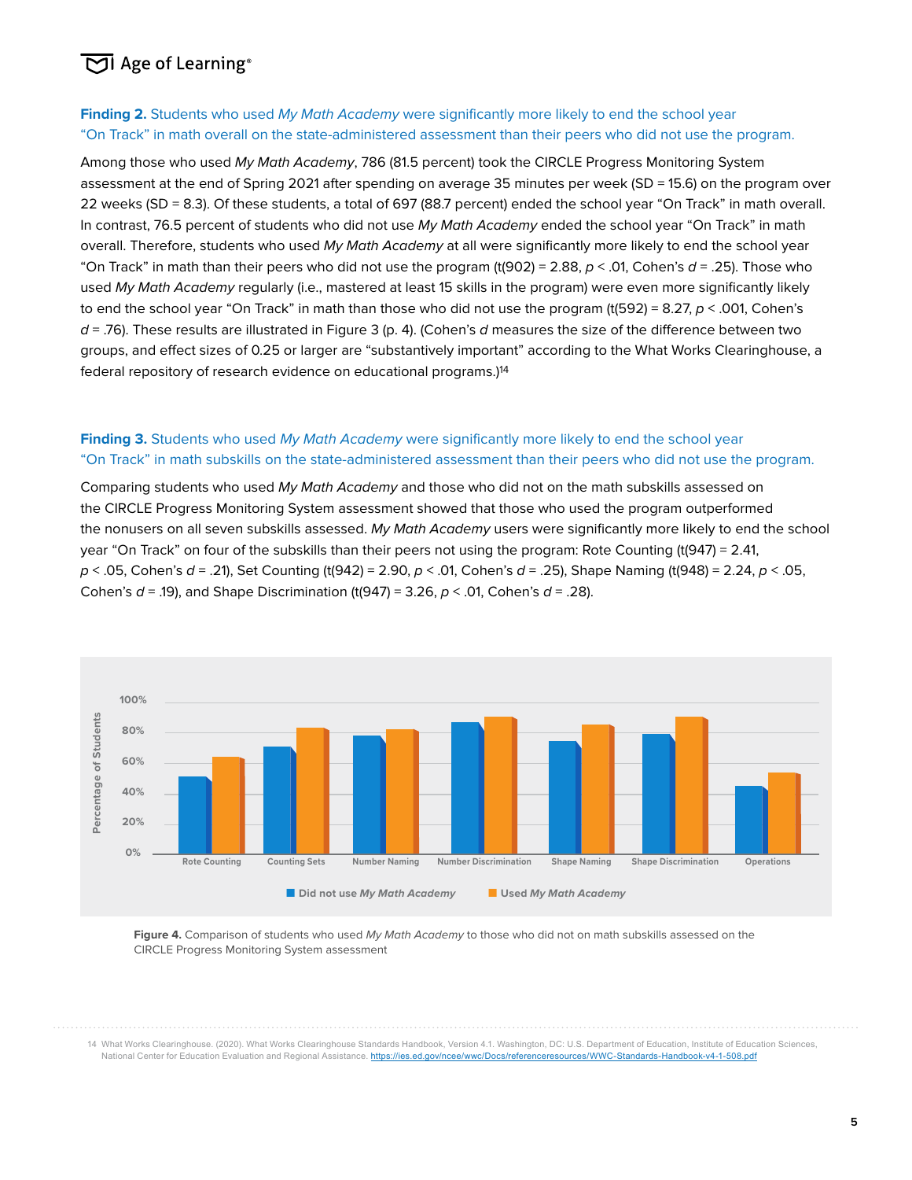**Finding 2.** Students who used *My Math Academy* were significantly more likely to end the school year "On Track" in math overall on the state-administered assessment than their peers who did not use the program.

Among those who used *My Math Academy*, 786 (81.5 percent) took the CIRCLE Progress Monitoring System assessment at the end of Spring 2021 after spending on average 35 minutes per week (SD = 15.6) on the program over 22 weeks (SD = 8.3). Of these students, a total of 697 (88.7 percent) ended the school year "On Track" in math overall. In contrast, 76.5 percent of students who did not use *My Math Academy* ended the school year "On Track" in math overall. Therefore, students who used *My Math Academy* at all were significantly more likely to end the school year "On Track" in math than their peers who did not use the program ($t(902) = 2.88$, $p < .01$, Cohen's $d = .25$). Those who used *My Math Academy* regularly (i.e., mastered at least 15 skills in the program) were even more significantly likely to end the school year "On Track" in math than those who did not use the program ($t(592) = 8.27$, $p < .001$, Cohen's $d = .76$). These results are illustrated in Figure 3 (p. 4). (Cohen's $d$ measures the size of the difference between two groups, and effect sizes of 0.25 or larger are "substantively important" according to the What Works Clearinghouse, a federal repository of research evidence on educational programs.)[14]

**Finding 3.** Students who used *My Math Academy* were significantly more likely to end the school year "On Track" in math subskills on the state-administered assessment than their peers who did not use the program.

Comparing students who used *My Math Academy* and those who did not on the math subskills assessed on the CIRCLE Progress Monitoring System assessment showed that those who used the program outperformed the nonusers on all seven subskills assessed. *My Math Academy* users were significantly more likely to end the school year "On Track" on four of the subskills than their peers not using the program: Rote Counting ($t(947) = 2.41$, $p < .05$, Cohen's $d = .21$), Set Counting ($t(942) = 2.90$, $p < .01$, Cohen's $d = .25$), Shape Naming ($t(948) = 2.24$, $p < .05$, Cohen's $d = .19$), and Shape Discrimination ($t(947) = 3.26$, $p < .01$, Cohen's $d = .28$).

**Figure 4.** Comparison of students who used *My Math Academy* to those who did not on math subskills assessed on the CIRCLE Progress Monitoring System assessment

14 What Works Clearinghouse. (2020). What Works Clearinghouse Standards Handbook, Version 4.1. Washington, DC: U.S. Department of Education, Institute of Education Sciences, National Center for Education Evaluation and Regional Assistance. https://ies.ed.gov/ncee/wwc/Docs/referenceresources/WWC-Standards-Handbook-v4-1-508.pdf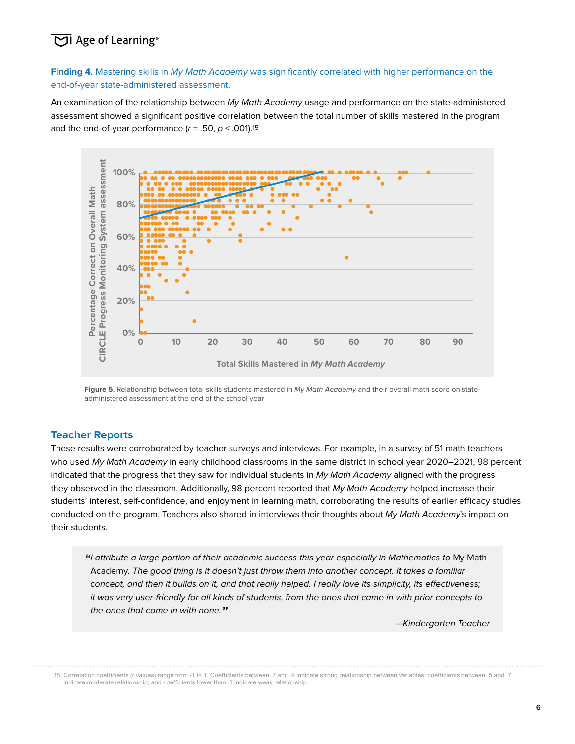**Finding 4.** Mastering skills in *My Math Academy* was significantly correlated with higher performance on the end-of-year state-administered assessment.

An examination of the relationship between *My Math Academy* usage and performance on the state-administered assessment showed a significant positive correlation between the total number of skills mastered in the program and the end-of-year performance ($r$ = .50, $p$ < .001).[15]

**Figure 5.** Relationship between total skills students mastered in *My Math Academy* and their overall math score on state-administered assessment at the end of the school year

## Teacher Reports

These results were corroborated by teacher surveys and interviews. For example, in a survey of 51 math teachers who used *My Math Academy* in early childhood classrooms in the same district in school year 2020–2021, 98 percent indicated that the progress that they saw for individual students in *My Math Academy* aligned with the progress they observed in the classroom. Additionally, 98 percent reported that *My Math Academy* helped increase their students' interest, self-confidence, and enjoyment in learning math, corroborating the results of earlier efficacy studies conducted on the program. Teachers also shared in interviews their thoughts about *My Math Academy*'s impact on their students.

> *"I attribute a large portion of their academic success this year especially in Mathematics to* My Math Academy. *The good thing is it doesn't just throw them into another concept. It takes a familiar concept, and then it builds on it, and that really helped. I really love its simplicity, its effectiveness; it was very user-friendly for all kinds of students, from the ones that came in with prior concepts to the ones that came in with none."*
>
> *—Kindergarten Teacher*

15 Correlation coefficients (r values) range from -1 to 1. Coefficients between .7 and .9 indicate strong relationship between variables; coefficients between .5 and .7 indicate moderate relationship; and coefficients lower than .3 indicate weak relationship.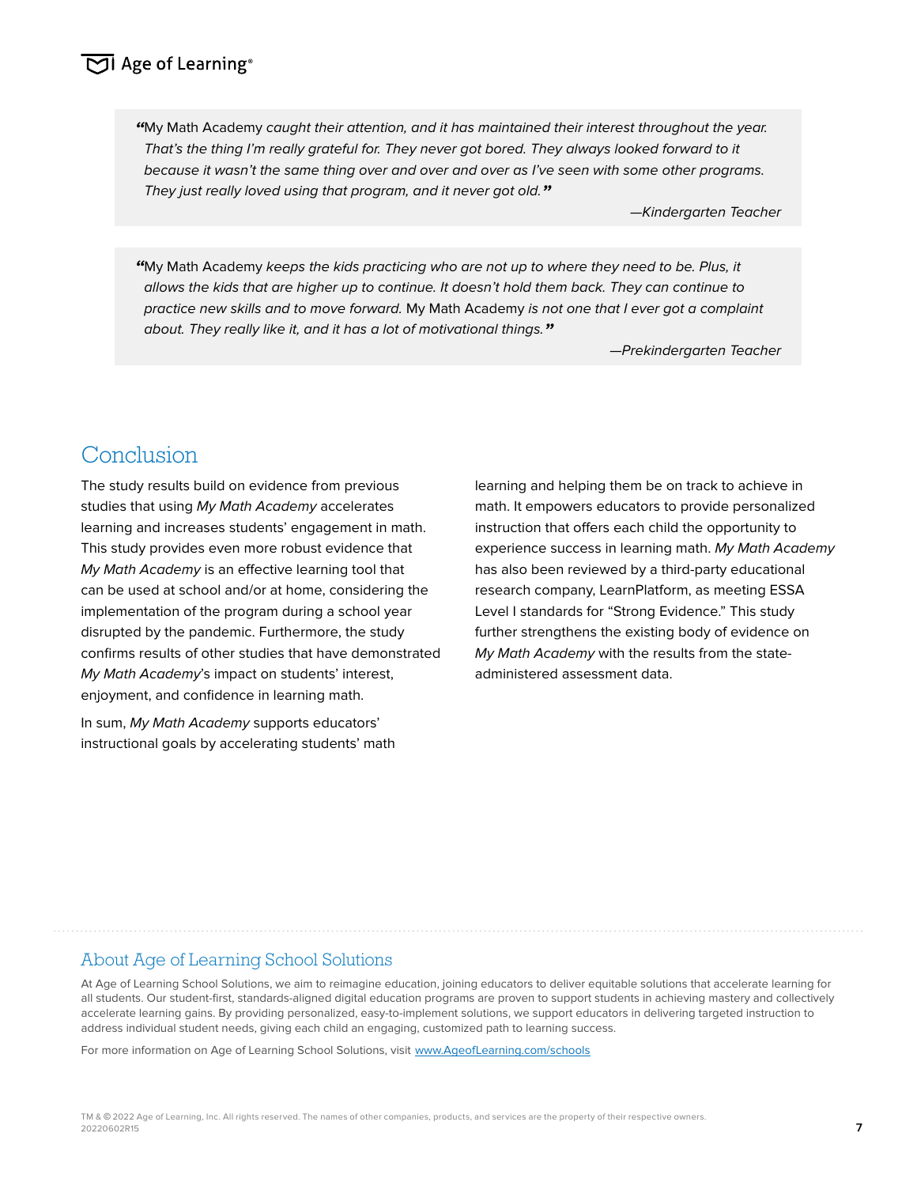> "My Math Academy *caught their attention, and it has maintained their interest throughout the year. That's the thing I'm really grateful for. They never got bored. They always looked forward to it because it wasn't the same thing over and over and over as I've seen with some other programs. They just really loved using that program, and it never got old.*"
>
> *—Kindergarten Teacher*

> "My Math Academy *keeps the kids practicing who are not up to where they need to be. Plus, it allows the kids that are higher up to continue. It doesn't hold them back. They can continue to practice new skills and to move forward.* My Math Academy *is not one that I ever got a complaint about. They really like it, and it has a lot of motivational things.*"
>
> *—Prekindergarten Teacher*

## Conclusion

The study results build on evidence from previous studies that using *My Math Academy* accelerates learning and increases students' engagement in math. This study provides even more robust evidence that *My Math Academy* is an effective learning tool that can be used at school and/or at home, considering the implementation of the program during a school year disrupted by the pandemic. Furthermore, the study confirms results of other studies that have demonstrated *My Math Academy*'s impact on students' interest, enjoyment, and confidence in learning math.

In sum, *My Math Academy* supports educators' instructional goals by accelerating students' math learning and helping them be on track to achieve in math. It empowers educators to provide personalized instruction that offers each child the opportunity to experience success in learning math. *My Math Academy* has also been reviewed by a third-party educational research company, LearnPlatform, as meeting ESSA Level I standards for "Strong Evidence." This study further strengthens the existing body of evidence on *My Math Academy* with the results from the state-administered assessment data.

## About Age of Learning School Solutions

At Age of Learning School Solutions, we aim to reimagine education, joining educators to deliver equitable solutions that accelerate learning for all students. Our student-first, standards-aligned digital education programs are proven to support students in achieving mastery and collectively accelerate learning gains. By providing personalized, easy-to-implement solutions, we support educators in delivering targeted instruction to address individual student needs, giving each child an engaging, customized path to learning success.

For more information on Age of Learning School Solutions, visit www.AgeofLearning.com/schools

TM & © 2022 Age of Learning, Inc. All rights reserved. The names of other companies, products, and services are the property of their respective owners.
20220602R15